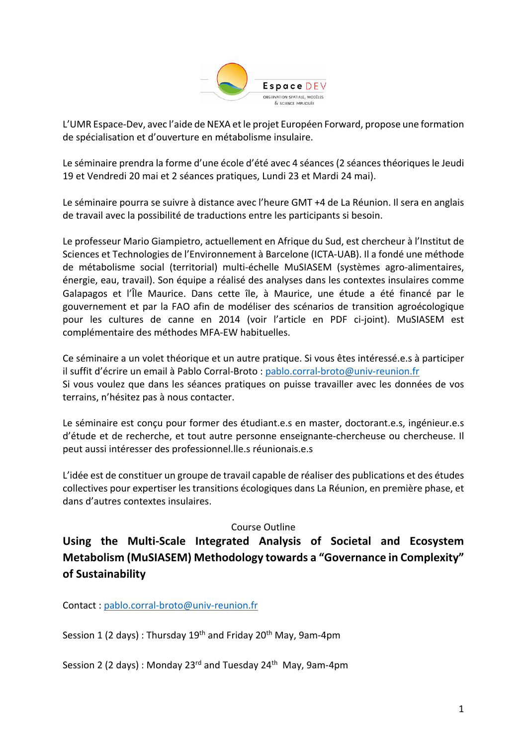L'UMR Espace-Dev, avec l'aide de NEXA et le projet Européen Forward, propose une formation de spécialisation et d'ouverture en métabolisme insulaire.

Le séminaire prendra la forme d'une école d'été avec 4 séances (2 séances théoriques le Jeudi 19 et Vendredi 20 mai et 2 séances pratiques, Lundi 23 et Mardi 24 mai).

Le séminaire pourra se suivre à distance avec l'heure GMT +4 de La Réunion. Il sera en anglais de travail avec la possibilité de traductions entre les participants si besoin.

Le professeur Mario Giampietro, actuellement en Afrique du Sud, est chercheur à l'Institut de Sciences et Technologies de l'Environnement à Barcelone (ICTA-UAB). Il a fondé une méthode de métabolisme social (territorial) multi-échelle MuSIASEM (systèmes agro-alimentaires, énergie, eau, travail). Son équipe a réalisé des analyses dans les contextes insulaires comme Galapagos et l'Île Maurice. Dans cette île, à Maurice, une étude a été financé par le gouvernement et par la FAO afin de modéliser des scénarios de transition agroécologique pour les cultures de canne en 2014 (voir l'article en PDF ci-joint). MuSIASEM est complémentaire des méthodes MFA-EW habituelles.

Ce séminaire a un volet théorique et un autre pratique. Si vous êtes intéressé.e.s à participer il suffit d'écrire un email à Pablo Corral-Broto : pablo.corral-broto@univ-reunion.fr
Si vous voulez que dans les séances pratiques on puisse travailler avec les données de vos terrains, n'hésitez pas à nous contacter.

Le séminaire est conçu pour former des étudiant.e.s en master, doctorant.e.s, ingénieur.e.s d'étude et de recherche, et tout autre personne enseignante-chercheuse ou chercheuse. Il peut aussi intéresser des professionnel.lle.s réunionais.e.s

L'idée est de constituer un groupe de travail capable de réaliser des publications et des études collectives pour expertiser les transitions écologiques dans La Réunion, en première phase, et dans d'autres contextes insulaires.

Course Outline

## Using the Multi-Scale Integrated Analysis of Societal and Ecosystem Metabolism (MuSIASEM) Methodology towards a "Governance in Complexity" of Sustainability

Contact : pablo.corral-broto@univ-reunion.fr

Session 1 (2 days) : Thursday 19th and Friday 20th May, 9am-4pm

Session 2 (2 days) : Monday 23rd and Tuesday 24th May, 9am-4pm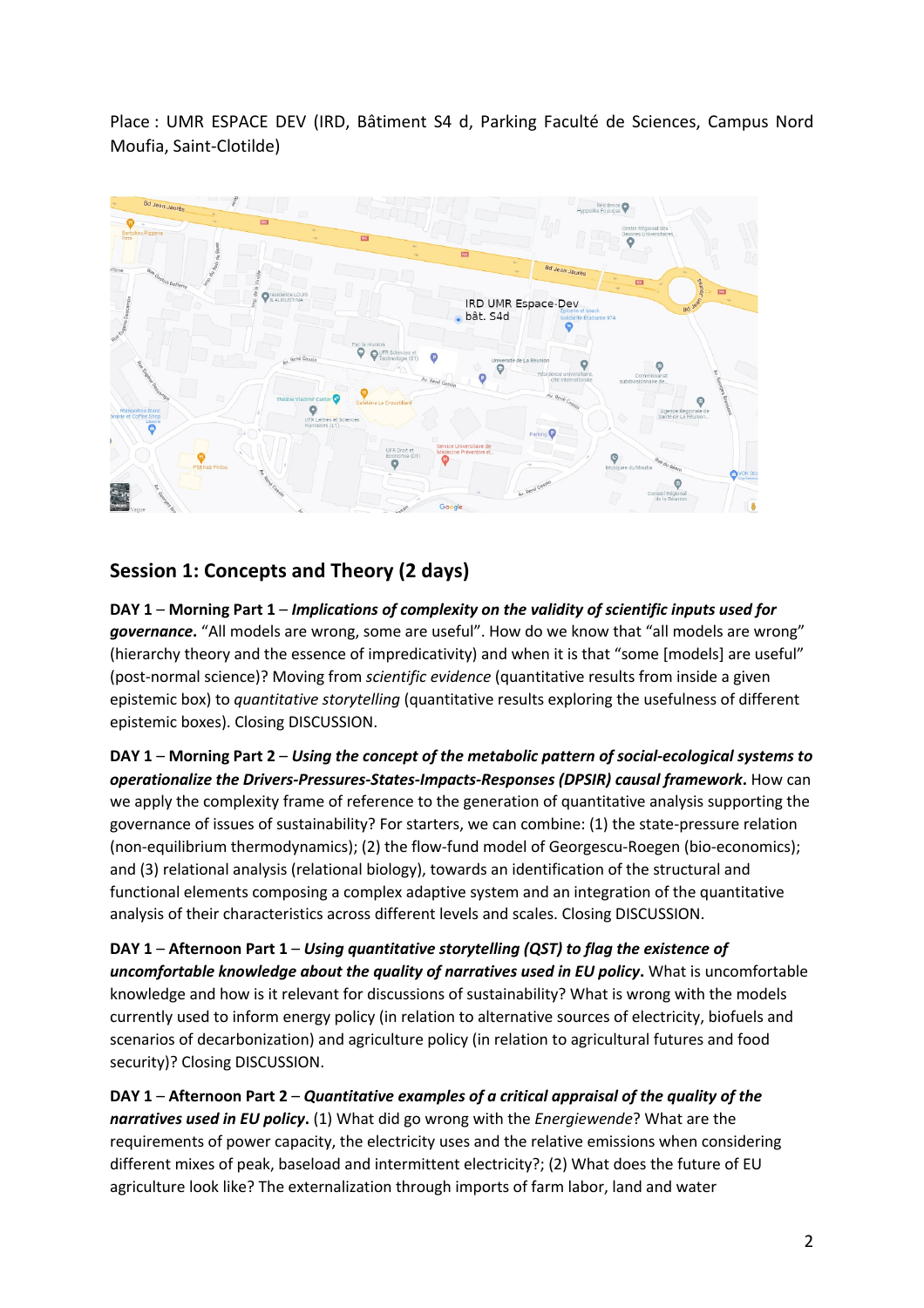Place : UMR ESPACE DEV (IRD, Bâtiment S4 d, Parking Faculté de Sciences, Campus Nord Moufia, Saint-Clotilde)

## Session 1: Concepts and Theory (2 days)

**DAY 1** – **Morning Part 1** – ***Implications of complexity on the validity of scientific inputs used for governance.*** "All models are wrong, some are useful". How do we know that "all models are wrong" (hierarchy theory and the essence of impredicativity) and when it is that "some [models] are useful" (post-normal science)? Moving from *scientific evidence* (quantitative results from inside a given epistemic box) to *quantitative storytelling* (quantitative results exploring the usefulness of different epistemic boxes). Closing DISCUSSION.

**DAY 1** – **Morning Part 2** – ***Using the concept of the metabolic pattern of social-ecological systems to operationalize the Drivers-Pressures-States-Impacts-Responses (DPSIR) causal framework.*** How can we apply the complexity frame of reference to the generation of quantitative analysis supporting the governance of issues of sustainability? For starters, we can combine: (1) the state-pressure relation (non-equilibrium thermodynamics); (2) the flow-fund model of Georgescu-Roegen (bio-economics); and (3) relational analysis (relational biology), towards an identification of the structural and functional elements composing a complex adaptive system and an integration of the quantitative analysis of their characteristics across different levels and scales. Closing DISCUSSION.

**DAY 1** – **Afternoon Part 1** – ***Using quantitative storytelling (QST) to flag the existence of uncomfortable knowledge about the quality of narratives used in EU policy.*** What is uncomfortable knowledge and how is it relevant for discussions of sustainability? What is wrong with the models currently used to inform energy policy (in relation to alternative sources of electricity, biofuels and scenarios of decarbonization) and agriculture policy (in relation to agricultural futures and food security)? Closing DISCUSSION.

**DAY 1** – **Afternoon Part 2** – ***Quantitative examples of a critical appraisal of the quality of the narratives used in EU policy.*** (1) What did go wrong with the *Energiewende*? What are the requirements of power capacity, the electricity uses and the relative emissions when considering different mixes of peak, baseload and intermittent electricity?; (2) What does the future of EU agriculture look like? The externalization through imports of farm labor, land and water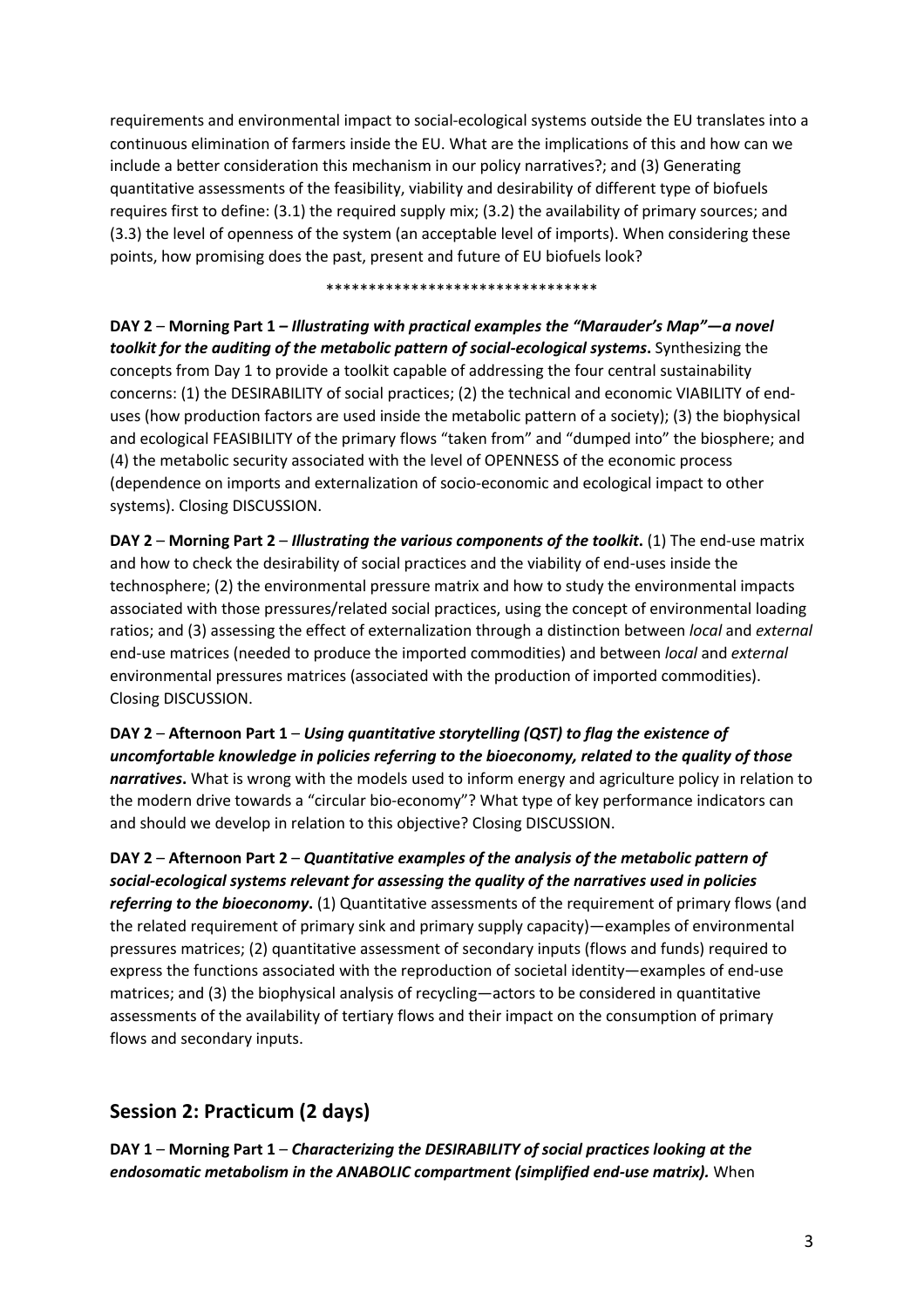requirements and environmental impact to social-ecological systems outside the EU translates into a continuous elimination of farmers inside the EU. What are the implications of this and how can we include a better consideration this mechanism in our policy narratives?; and (3) Generating quantitative assessments of the feasibility, viability and desirability of different type of biofuels requires first to define: (3.1) the required supply mix; (3.2) the availability of primary sources; and (3.3) the level of openness of the system (an acceptable level of imports). When considering these points, how promising does the past, present and future of EU biofuels look?

********************************

**DAY 2** – **Morning Part 1 –** ***Illustrating with practical examples the "Marauder's Map"—a novel toolkit for the auditing of the metabolic pattern of social-ecological systems*****.** Synthesizing the concepts from Day 1 to provide a toolkit capable of addressing the four central sustainability concerns: (1) the DESIRABILITY of social practices; (2) the technical and economic VIABILITY of end-uses (how production factors are used inside the metabolic pattern of a society); (3) the biophysical and ecological FEASIBILITY of the primary flows "taken from" and "dumped into" the biosphere; and (4) the metabolic security associated with the level of OPENNESS of the economic process (dependence on imports and externalization of socio-economic and ecological impact to other systems). Closing DISCUSSION.

**DAY 2** – **Morning Part 2** – ***Illustrating the various components of the toolkit*****.** (1) The end-use matrix and how to check the desirability of social practices and the viability of end-uses inside the technosphere; (2) the environmental pressure matrix and how to study the environmental impacts associated with those pressures/related social practices, using the concept of environmental loading ratios; and (3) assessing the effect of externalization through a distinction between *local* and *external* end-use matrices (needed to produce the imported commodities) and between *local* and *external* environmental pressures matrices (associated with the production of imported commodities). Closing DISCUSSION.

**DAY 2** – **Afternoon Part 1** – ***Using quantitative storytelling (QST) to flag the existence of uncomfortable knowledge in policies referring to the bioeconomy, related to the quality of those narratives*****.** What is wrong with the models used to inform energy and agriculture policy in relation to the modern drive towards a "circular bio-economy"? What type of key performance indicators can and should we develop in relation to this objective? Closing DISCUSSION.

**DAY 2** – **Afternoon Part 2** – ***Quantitative examples of the analysis of the metabolic pattern of social-ecological systems relevant for assessing the quality of the narratives used in policies referring to the bioeconomy*****.** (1) Quantitative assessments of the requirement of primary flows (and the related requirement of primary sink and primary supply capacity)—examples of environmental pressures matrices; (2) quantitative assessment of secondary inputs (flows and funds) required to express the functions associated with the reproduction of societal identity—examples of end-use matrices; and (3) the biophysical analysis of recycling—actors to be considered in quantitative assessments of the availability of tertiary flows and their impact on the consumption of primary flows and secondary inputs.

## Session 2: Practicum (2 days)

**DAY 1** – **Morning Part 1** – ***Characterizing the DESIRABILITY of social practices looking at the endosomatic metabolism in the ANABOLIC compartment (simplified end-use matrix).*** When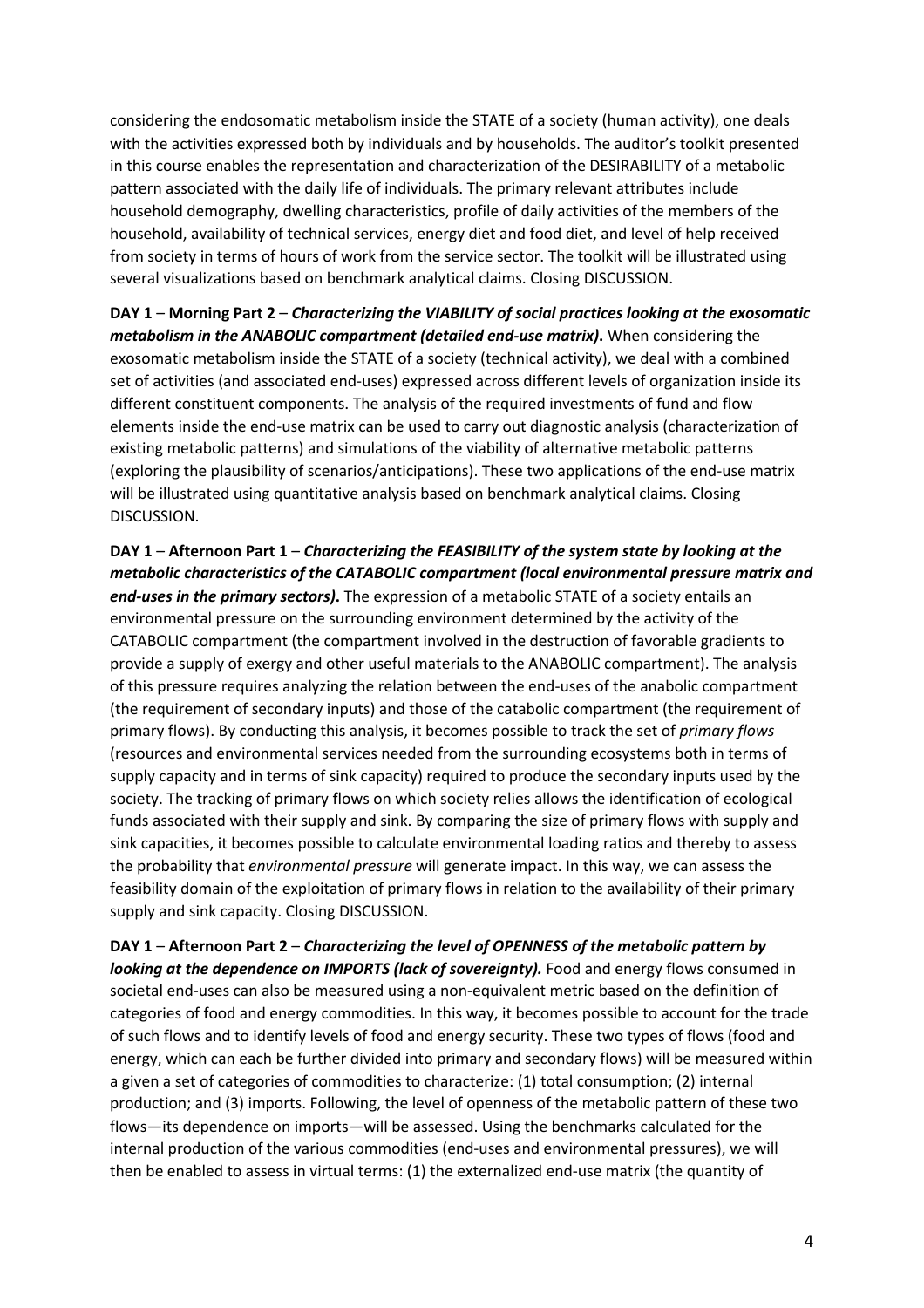considering the endosomatic metabolism inside the STATE of a society (human activity), one deals with the activities expressed both by individuals and by households. The auditor's toolkit presented in this course enables the representation and characterization of the DESIRABILITY of a metabolic pattern associated with the daily life of individuals. The primary relevant attributes include household demography, dwelling characteristics, profile of daily activities of the members of the household, availability of technical services, energy diet and food diet, and level of help received from society in terms of hours of work from the service sector. The toolkit will be illustrated using several visualizations based on benchmark analytical claims. Closing DISCUSSION.

**DAY 1** – **Morning Part 2** – ***Characterizing the VIABILITY of social practices looking at the exosomatic metabolism in the ANABOLIC compartment (detailed end-use matrix).*** When considering the exosomatic metabolism inside the STATE of a society (technical activity), we deal with a combined set of activities (and associated end-uses) expressed across different levels of organization inside its different constituent components. The analysis of the required investments of fund and flow elements inside the end-use matrix can be used to carry out diagnostic analysis (characterization of existing metabolic patterns) and simulations of the viability of alternative metabolic patterns (exploring the plausibility of scenarios/anticipations). These two applications of the end-use matrix will be illustrated using quantitative analysis based on benchmark analytical claims. Closing DISCUSSION.

**DAY 1** – **Afternoon Part 1** – ***Characterizing the FEASIBILITY of the system state by looking at the metabolic characteristics of the CATABOLIC compartment (local environmental pressure matrix and end-uses in the primary sectors).*** The expression of a metabolic STATE of a society entails an environmental pressure on the surrounding environment determined by the activity of the CATABOLIC compartment (the compartment involved in the destruction of favorable gradients to provide a supply of exergy and other useful materials to the ANABOLIC compartment). The analysis of this pressure requires analyzing the relation between the end-uses of the anabolic compartment (the requirement of secondary inputs) and those of the catabolic compartment (the requirement of primary flows). By conducting this analysis, it becomes possible to track the set of *primary flows* (resources and environmental services needed from the surrounding ecosystems both in terms of supply capacity and in terms of sink capacity) required to produce the secondary inputs used by the society. The tracking of primary flows on which society relies allows the identification of ecological funds associated with their supply and sink. By comparing the size of primary flows with supply and sink capacities, it becomes possible to calculate environmental loading ratios and thereby to assess the probability that *environmental pressure* will generate impact. In this way, we can assess the feasibility domain of the exploitation of primary flows in relation to the availability of their primary supply and sink capacity. Closing DISCUSSION.

**DAY 1** – **Afternoon Part 2** – ***Characterizing the level of OPENNESS of the metabolic pattern by looking at the dependence on IMPORTS (lack of sovereignty).*** Food and energy flows consumed in societal end-uses can also be measured using a non-equivalent metric based on the definition of categories of food and energy commodities. In this way, it becomes possible to account for the trade of such flows and to identify levels of food and energy security. These two types of flows (food and energy, which can each be further divided into primary and secondary flows) will be measured within a given a set of categories of commodities to characterize: (1) total consumption; (2) internal production; and (3) imports. Following, the level of openness of the metabolic pattern of these two flows—its dependence on imports—will be assessed. Using the benchmarks calculated for the internal production of the various commodities (end-uses and environmental pressures), we will then be enabled to assess in virtual terms: (1) the externalized end-use matrix (the quantity of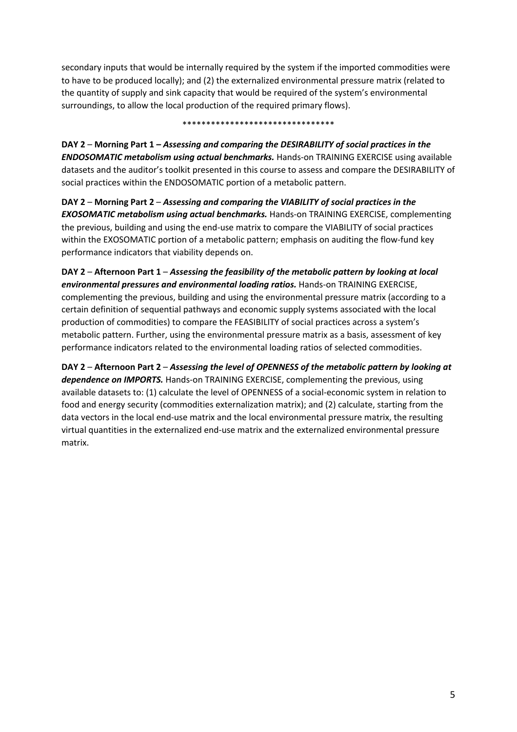secondary inputs that would be internally required by the system if the imported commodities were to have to be produced locally); and (2) the externalized environmental pressure matrix (related to the quantity of supply and sink capacity that would be required of the system's environmental surroundings, to allow the local production of the required primary flows).

********************************

**DAY 2** – **Morning Part 1 –** ***Assessing and comparing the DESIRABILITY of social practices in the ENDOSOMATIC metabolism using actual benchmarks.*** Hands-on TRAINING EXERCISE using available datasets and the auditor's toolkit presented in this course to assess and compare the DESIRABILITY of social practices within the ENDOSOMATIC portion of a metabolic pattern.

**DAY 2** – **Morning Part 2** – ***Assessing and comparing the VIABILITY of social practices in the EXOSOMATIC metabolism using actual benchmarks.*** Hands-on TRAINING EXERCISE, complementing the previous, building and using the end-use matrix to compare the VIABILITY of social practices within the EXOSOMATIC portion of a metabolic pattern; emphasis on auditing the flow-fund key performance indicators that viability depends on.

**DAY 2** – **Afternoon Part 1** – ***Assessing the feasibility of the metabolic pattern by looking at local environmental pressures and environmental loading ratios.*** Hands-on TRAINING EXERCISE, complementing the previous, building and using the environmental pressure matrix (according to a certain definition of sequential pathways and economic supply systems associated with the local production of commodities) to compare the FEASIBILITY of social practices across a system's metabolic pattern. Further, using the environmental pressure matrix as a basis, assessment of key performance indicators related to the environmental loading ratios of selected commodities.

**DAY 2** – **Afternoon Part 2** – ***Assessing the level of OPENNESS of the metabolic pattern by looking at dependence on IMPORTS.*** Hands-on TRAINING EXERCISE, complementing the previous, using available datasets to: (1) calculate the level of OPENNESS of a social-economic system in relation to food and energy security (commodities externalization matrix); and (2) calculate, starting from the data vectors in the local end-use matrix and the local environmental pressure matrix, the resulting virtual quantities in the externalized end-use matrix and the externalized environmental pressure matrix.